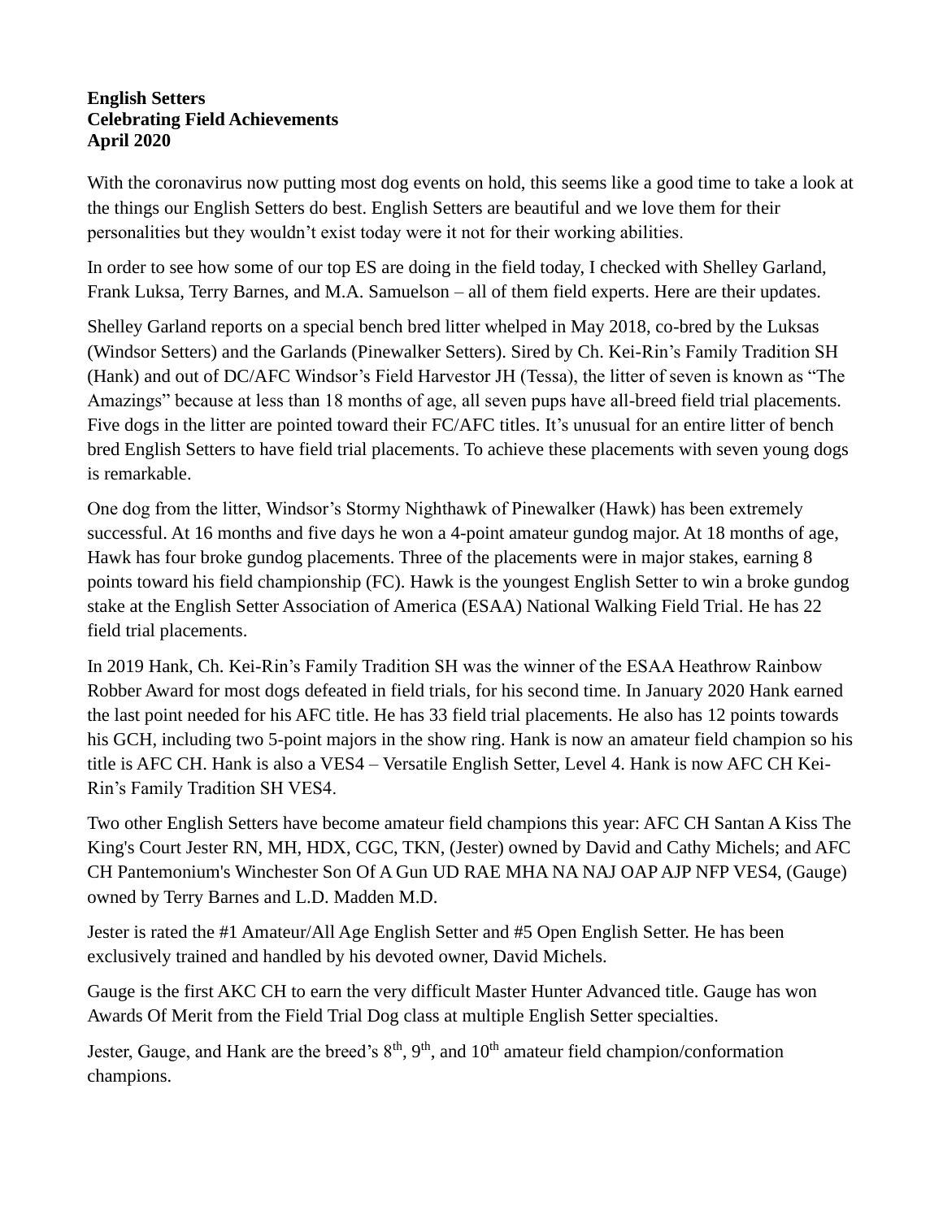**English Setters**
**Celebrating Field Achievements**
**April 2020**

With the coronavirus now putting most dog events on hold, this seems like a good time to take a look at the things our English Setters do best. English Setters are beautiful and we love them for their personalities but they wouldn't exist today were it not for their working abilities.

In order to see how some of our top ES are doing in the field today, I checked with Shelley Garland, Frank Luksa, Terry Barnes, and M.A. Samuelson – all of them field experts. Here are their updates.

Shelley Garland reports on a special bench bred litter whelped in May 2018, co-bred by the Luksas (Windsor Setters) and the Garlands (Pinewalker Setters). Sired by Ch. Kei-Rin's Family Tradition SH (Hank) and out of DC/AFC Windsor's Field Harvestor JH (Tessa), the litter of seven is known as "The Amazings" because at less than 18 months of age, all seven pups have all-breed field trial placements. Five dogs in the litter are pointed toward their FC/AFC titles. It's unusual for an entire litter of bench bred English Setters to have field trial placements. To achieve these placements with seven young dogs is remarkable.

One dog from the litter, Windsor's Stormy Nighthawk of Pinewalker (Hawk) has been extremely successful. At 16 months and five days he won a 4-point amateur gundog major. At 18 months of age, Hawk has four broke gundog placements. Three of the placements were in major stakes, earning 8 points toward his field championship (FC). Hawk is the youngest English Setter to win a broke gundog stake at the English Setter Association of America (ESAA) National Walking Field Trial. He has 22 field trial placements.

In 2019 Hank, Ch. Kei-Rin's Family Tradition SH was the winner of the ESAA Heathrow Rainbow Robber Award for most dogs defeated in field trials, for his second time. In January 2020 Hank earned the last point needed for his AFC title. He has 33 field trial placements. He also has 12 points towards his GCH, including two 5-point majors in the show ring. Hank is now an amateur field champion so his title is AFC CH. Hank is also a VES4 – Versatile English Setter, Level 4. Hank is now AFC CH Kei-Rin's Family Tradition SH VES4.

Two other English Setters have become amateur field champions this year: AFC CH Santan A Kiss The King's Court Jester RN, MH, HDX, CGC, TKN, (Jester) owned by David and Cathy Michels; and AFC CH Pantemonium's Winchester Son Of A Gun UD RAE MHA NA NAJ OAP AJP NFP VES4, (Gauge) owned by Terry Barnes and L.D. Madden M.D.

Jester is rated the #1 Amateur/All Age English Setter and #5 Open English Setter. He has been exclusively trained and handled by his devoted owner, David Michels.

Gauge is the first AKC CH to earn the very difficult Master Hunter Advanced title. Gauge has won Awards Of Merit from the Field Trial Dog class at multiple English Setter specialties.

Jester, Gauge, and Hank are the breed's 8th, 9th, and 10th amateur field champion/conformation champions.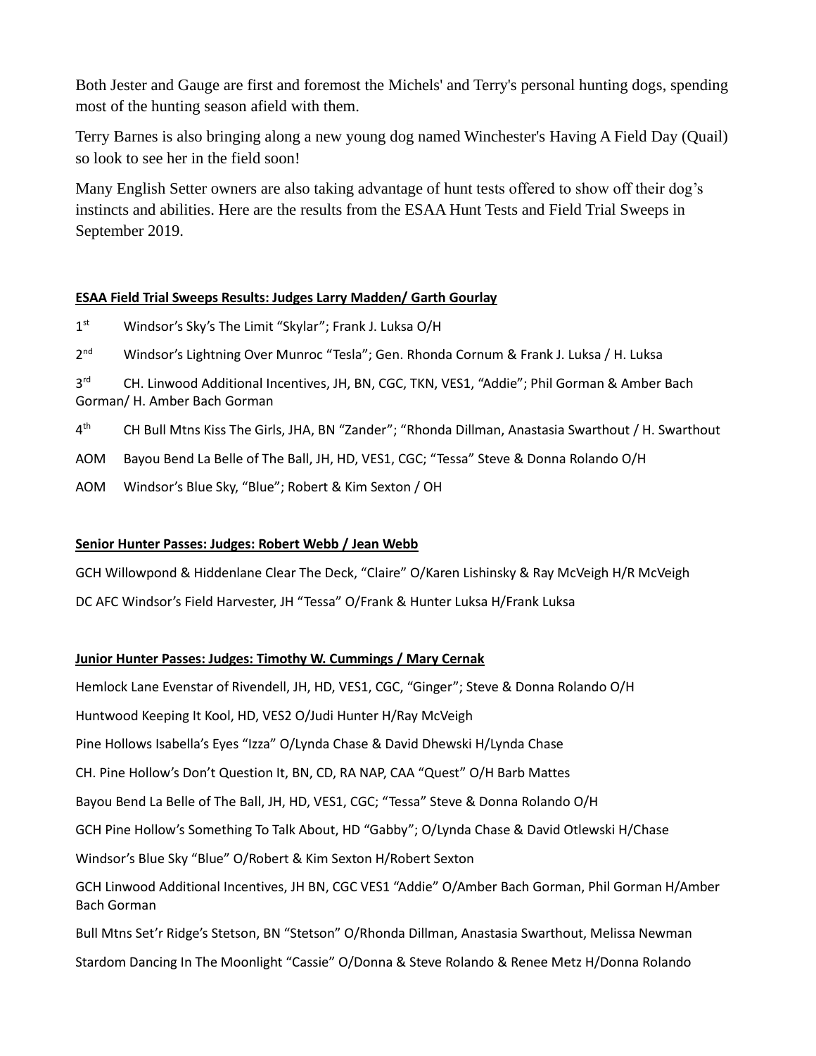Both Jester and Gauge are first and foremost the Michels' and Terry's personal hunting dogs, spending most of the hunting season afield with them.

Terry Barnes is also bringing along a new young dog named Winchester's Having A Field Day (Quail) so look to see her in the field soon!

Many English Setter owners are also taking advantage of hunt tests offered to show off their dog's instincts and abilities. Here are the results from the ESAA Hunt Tests and Field Trial Sweeps in September 2019.

**ESAA Field Trial Sweeps Results: Judges Larry Madden/ Garth Gourlay**

1st Windsor's Sky's The Limit "Skylar"; Frank J. Luksa O/H

2nd Windsor's Lightning Over Munroc "Tesla"; Gen. Rhonda Cornum & Frank J. Luksa / H. Luksa

3rd CH. Linwood Additional Incentives, JH, BN, CGC, TKN, VES1, "Addie"; Phil Gorman & Amber Bach Gorman/ H. Amber Bach Gorman

4th CH Bull Mtns Kiss The Girls, JHA, BN "Zander"; "Rhonda Dillman, Anastasia Swarthout / H. Swarthout

AOM Bayou Bend La Belle of The Ball, JH, HD, VES1, CGC; "Tessa" Steve & Donna Rolando O/H

AOM Windsor's Blue Sky, "Blue"; Robert & Kim Sexton / OH

**Senior Hunter Passes: Judges: Robert Webb / Jean Webb**

GCH Willowpond & Hiddenlane Clear The Deck, "Claire" O/Karen Lishinsky & Ray McVeigh H/R McVeigh

DC AFC Windsor's Field Harvester, JH "Tessa" O/Frank & Hunter Luksa H/Frank Luksa

**Junior Hunter Passes: Judges: Timothy W. Cummings / Mary Cernak**

Hemlock Lane Evenstar of Rivendell, JH, HD, VES1, CGC, "Ginger"; Steve & Donna Rolando O/H

Huntwood Keeping It Kool, HD, VES2 O/Judi Hunter H/Ray McVeigh

Pine Hollows Isabella's Eyes "Izza" O/Lynda Chase & David Dhewski H/Lynda Chase

CH. Pine Hollow's Don't Question It, BN, CD, RA NAP, CAA "Quest" O/H Barb Mattes

Bayou Bend La Belle of The Ball, JH, HD, VES1, CGC; "Tessa" Steve & Donna Rolando O/H

GCH Pine Hollow's Something To Talk About, HD "Gabby"; O/Lynda Chase & David Otlewski H/Chase

Windsor's Blue Sky "Blue" O/Robert & Kim Sexton H/Robert Sexton

GCH Linwood Additional Incentives, JH BN, CGC VES1 "Addie" O/Amber Bach Gorman, Phil Gorman H/Amber Bach Gorman

Bull Mtns Set'r Ridge's Stetson, BN "Stetson" O/Rhonda Dillman, Anastasia Swarthout, Melissa Newman

Stardom Dancing In The Moonlight "Cassie" O/Donna & Steve Rolando & Renee Metz H/Donna Rolando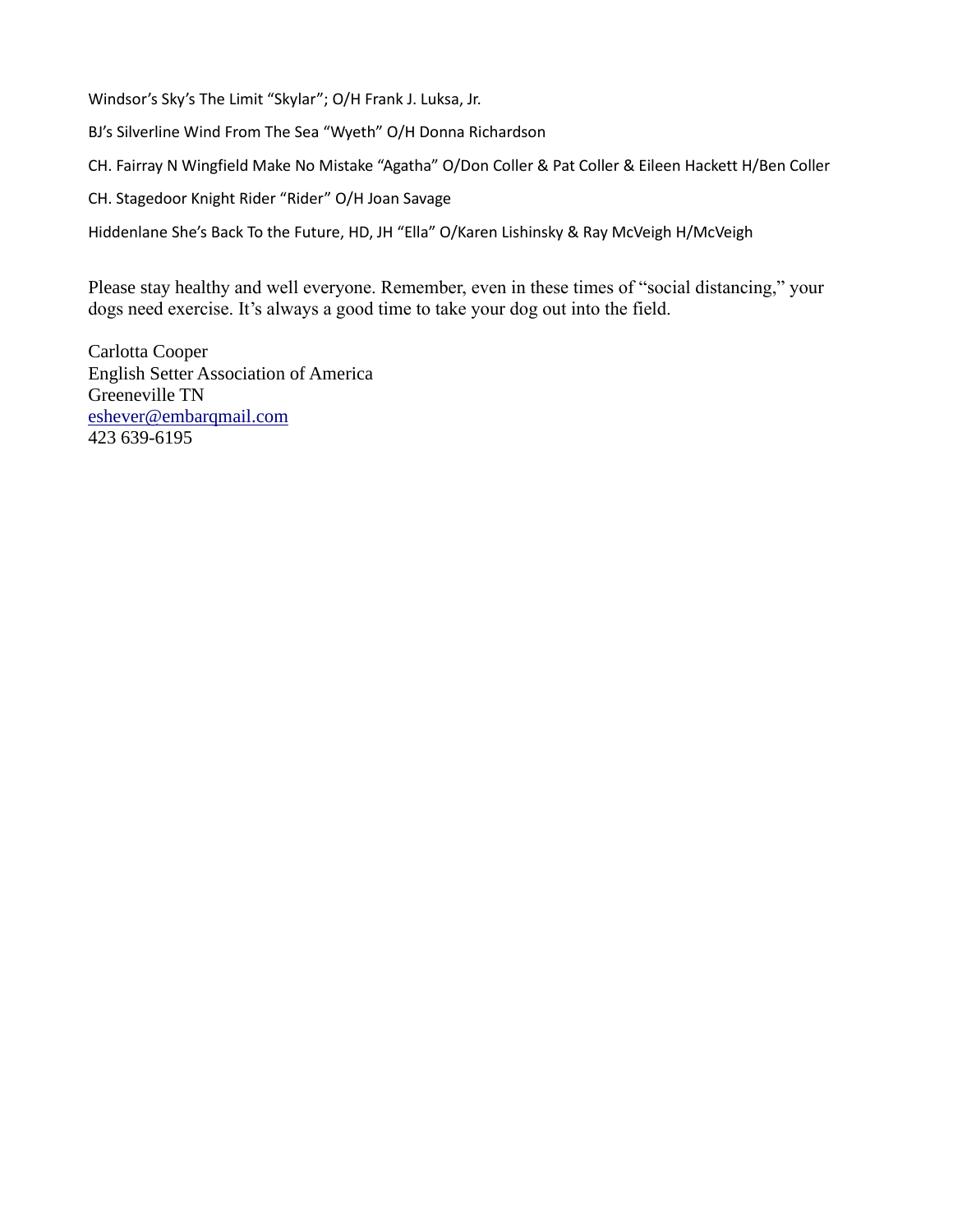Windsor's Sky's The Limit "Skylar"; O/H Frank J. Luksa, Jr.

BJ's Silverline Wind From The Sea "Wyeth" O/H Donna Richardson

CH. Fairray N Wingfield Make No Mistake "Agatha" O/Don Coller & Pat Coller & Eileen Hackett H/Ben Coller

CH. Stagedoor Knight Rider "Rider" O/H Joan Savage

Hiddenlane She's Back To the Future, HD, JH "Ella" O/Karen Lishinsky & Ray McVeigh H/McVeigh

Please stay healthy and well everyone. Remember, even in these times of "social distancing," your dogs need exercise. It's always a good time to take your dog out into the field.

Carlotta Cooper  
English Setter Association of America  
Greeneville TN  
eshever@embarqmail.com  
423 639-6195